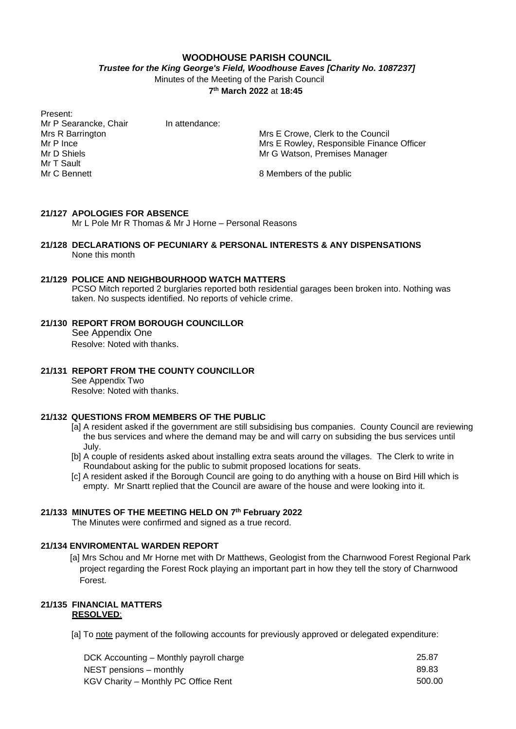# WOODHOUSE PARISH COUNCIL

***Trustee for the King George's Field, Woodhouse Eaves [Charity No. 1087237]***

Minutes of the Meeting of the Parish Council

**7th March 2022** at **18:45**

Present:

| | |
|---|---|
| Mr P Searancke, Chair | In attendance: |
| Mrs R Barrington | Mrs E Crowe, Clerk to the Council |
| Mr P Ince | Mrs E Rowley, Responsible Finance Officer |
| Mr D Shiels | Mr G Watson, Premises Manager |
| Mr T Sault | |
| Mr C Bennett | 8 Members of the public |

**21/127 APOLOGIES FOR ABSENCE**

Mr L Pole Mr R Thomas & Mr J Horne – Personal Reasons

**21/128 DECLARATIONS OF PECUNIARY & PERSONAL INTERESTS & ANY DISPENSATIONS**

None this month

**21/129 POLICE AND NEIGHBOURHOOD WATCH MATTERS**

PCSO Mitch reported 2 burglaries reported both residential garages been broken into. Nothing was taken. No suspects identified. No reports of vehicle crime.

**21/130 REPORT FROM BOROUGH COUNCILLOR**

See Appendix One

Resolve: Noted with thanks.

**21/131 REPORT FROM THE COUNTY COUNCILLOR**

See Appendix Two

Resolve: Noted with thanks.

**21/132 QUESTIONS FROM MEMBERS OF THE PUBLIC**

[a] A resident asked if the government are still subsidising bus companies. County Council are reviewing the bus services and where the demand may be and will carry on subsiding the bus services until July.

[b] A couple of residents asked about installing extra seats around the villages. The Clerk to write in Roundabout asking for the public to submit proposed locations for seats.

[c] A resident asked if the Borough Council are going to do anything with a house on Bird Hill which is empty. Mr Snartt replied that the Council are aware of the house and were looking into it.

**21/133 MINUTES OF THE MEETING HELD ON 7th February 2022**

The Minutes were confirmed and signed as a true record.

**21/134 ENVIROMENTAL WARDEN REPORT**

[a] Mrs Schou and Mr Horne met with Dr Matthews, Geologist from the Charnwood Forest Regional Park project regarding the Forest Rock playing an important part in how they tell the story of Charnwood Forest.

**21/135 FINANCIAL MATTERS**

**RESOLVED**:

[a] To note payment of the following accounts for previously approved or delegated expenditure:

| | |
|---|---|
| DCK Accounting – Monthly payroll charge | 25.87 |
| NEST pensions – monthly | 89.83 |
| KGV Charity – Monthly PC Office Rent | 500.00 |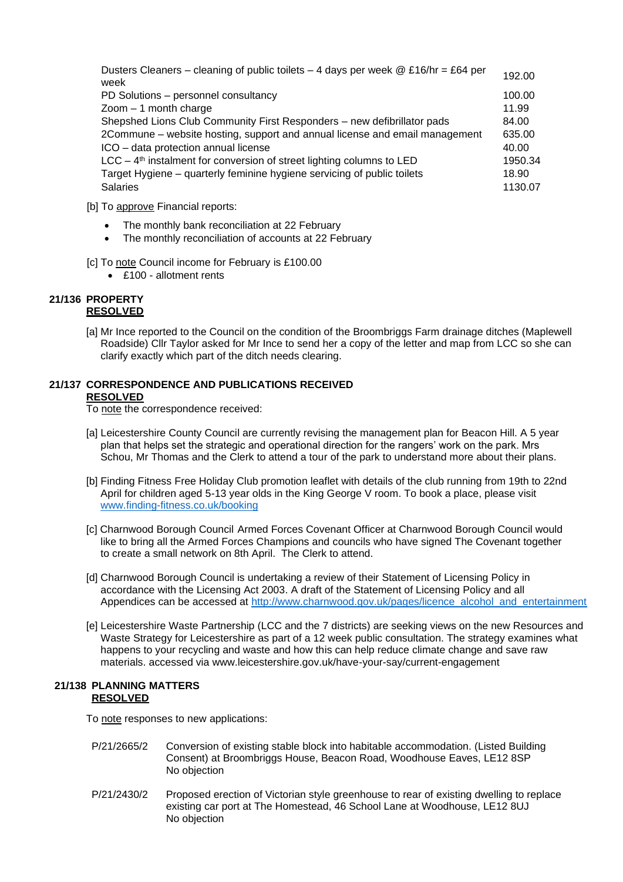| | |
|---|---|
| Dusters Cleaners – cleaning of public toilets – 4 days per week @ £16/hr = £64 per week | 192.00 |
| PD Solutions – personnel consultancy | 100.00 |
| Zoom – 1 month charge | 11.99 |
| Shepshed Lions Club Community First Responders – new defibrillator pads | 84.00 |
| 2Commune – website hosting, support and annual license and email management | 635.00 |
| ICO – data protection annual license | 40.00 |
| LCC – 4th instalment for conversion of street lighting columns to LED | 1950.34 |
| Target Hygiene – quarterly feminine hygiene servicing of public toilets | 18.90 |
| Salaries | 1130.07 |

[b] To approve Financial reports:

- The monthly bank reconciliation at 22 February
- The monthly reconciliation of accounts at 22 February

[c] To note Council income for February is £100.00

- £100 - allotment rents

**21/136 PROPERTY**
**RESOLVED**

[a] Mr Ince reported to the Council on the condition of the Broombriggs Farm drainage ditches (Maplewell Roadside) Cllr Taylor asked for Mr Ince to send her a copy of the letter and map from LCC so she can clarify exactly which part of the ditch needs clearing.

**21/137 CORRESPONDENCE AND PUBLICATIONS RECEIVED**
**RESOLVED**

To note the correspondence received:

[a] Leicestershire County Council are currently revising the management plan for Beacon Hill. A 5 year plan that helps set the strategic and operational direction for the rangers' work on the park. Mrs Schou, Mr Thomas and the Clerk to attend a tour of the park to understand more about their plans.

[b] Finding Fitness Free Holiday Club promotion leaflet with details of the club running from 19th to 22nd April for children aged 5-13 year olds in the King George V room. To book a place, please visit www.finding-fitness.co.uk/booking

[c] Charnwood Borough Council Armed Forces Covenant Officer at Charnwood Borough Council would like to bring all the Armed Forces Champions and councils who have signed The Covenant together to create a small network on 8th April. The Clerk to attend.

[d] Charnwood Borough Council is undertaking a review of their Statement of Licensing Policy in accordance with the Licensing Act 2003. A draft of the Statement of Licensing Policy and all Appendices can be accessed at http://www.charnwood.gov.uk/pages/licence_alcohol_and_entertainment

[e] Leicestershire Waste Partnership (LCC and the 7 districts) are seeking views on the new Resources and Waste Strategy for Leicestershire as part of a 12 week public consultation. The strategy examines what happens to your recycling and waste and how this can help reduce climate change and save raw materials. accessed via www.leicestershire.gov.uk/have-your-say/current-engagement

**21/138 PLANNING MATTERS**
**RESOLVED**

To note responses to new applications:

| | |
|---|---|
| P/21/2665/2 | Conversion of existing stable block into habitable accommodation. (Listed Building Consent) at Broombriggs House, Beacon Road, Woodhouse Eaves, LE12 8SP<br>No objection |
| P/21/2430/2 | Proposed erection of Victorian style greenhouse to rear of existing dwelling to replace existing car port at The Homestead, 46 School Lane at Woodhouse, LE12 8UJ<br>No objection |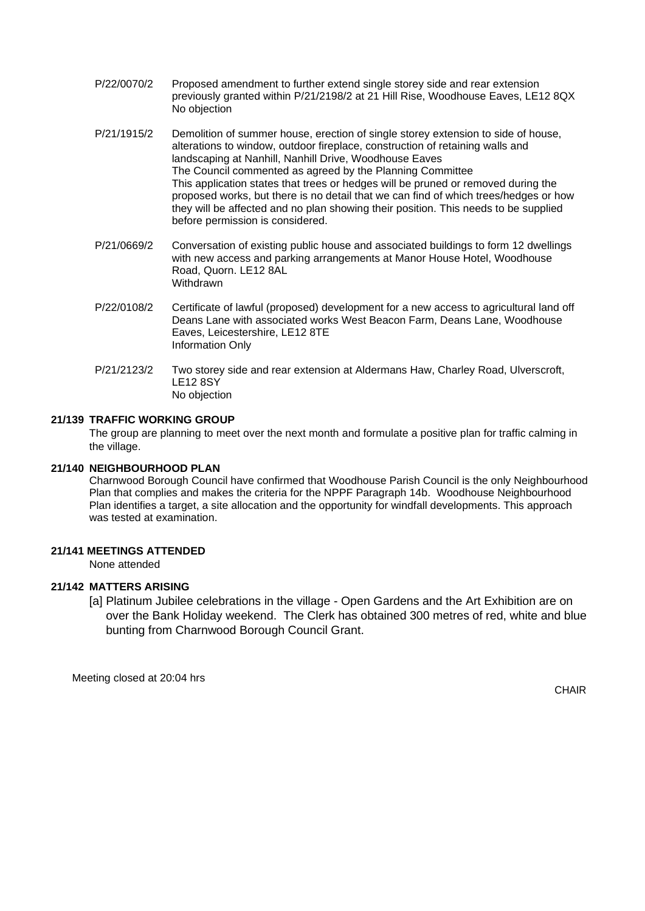P/22/0070/2 Proposed amendment to further extend single storey side and rear extension previously granted within P/21/2198/2 at 21 Hill Rise, Woodhouse Eaves, LE12 8QX
No objection

P/21/1915/2 Demolition of summer house, erection of single storey extension to side of house, alterations to window, outdoor fireplace, construction of retaining walls and landscaping at Nanhill, Nanhill Drive, Woodhouse Eaves
The Council commented as agreed by the Planning Committee
This application states that trees or hedges will be pruned or removed during the proposed works, but there is no detail that we can find of which trees/hedges or how they will be affected and no plan showing their position. This needs to be supplied before permission is considered.

P/21/0669/2 Conversation of existing public house and associated buildings to form 12 dwellings with new access and parking arrangements at Manor House Hotel, Woodhouse Road, Quorn. LE12 8AL
Withdrawn

P/22/0108/2 Certificate of lawful (proposed) development for a new access to agricultural land off Deans Lane with associated works West Beacon Farm, Deans Lane, Woodhouse Eaves, Leicestershire, LE12 8TE
Information Only

P/21/2123/2 Two storey side and rear extension at Aldermans Haw, Charley Road, Ulverscroft, LE12 8SY
No objection

**21/139 TRAFFIC WORKING GROUP**

The group are planning to meet over the next month and formulate a positive plan for traffic calming in the village.

**21/140 NEIGHBOURHOOD PLAN**

Charnwood Borough Council have confirmed that Woodhouse Parish Council is the only Neighbourhood Plan that complies and makes the criteria for the NPPF Paragraph 14b. Woodhouse Neighbourhood Plan identifies a target, a site allocation and the opportunity for windfall developments. This approach was tested at examination.

**21/141 MEETINGS ATTENDED**

None attended

**21/142 MATTERS ARISING**

[a] Platinum Jubilee celebrations in the village - Open Gardens and the Art Exhibition are on over the Bank Holiday weekend. The Clerk has obtained 300 metres of red, white and blue bunting from Charnwood Borough Council Grant.

Meeting closed at 20:04 hrs

CHAIR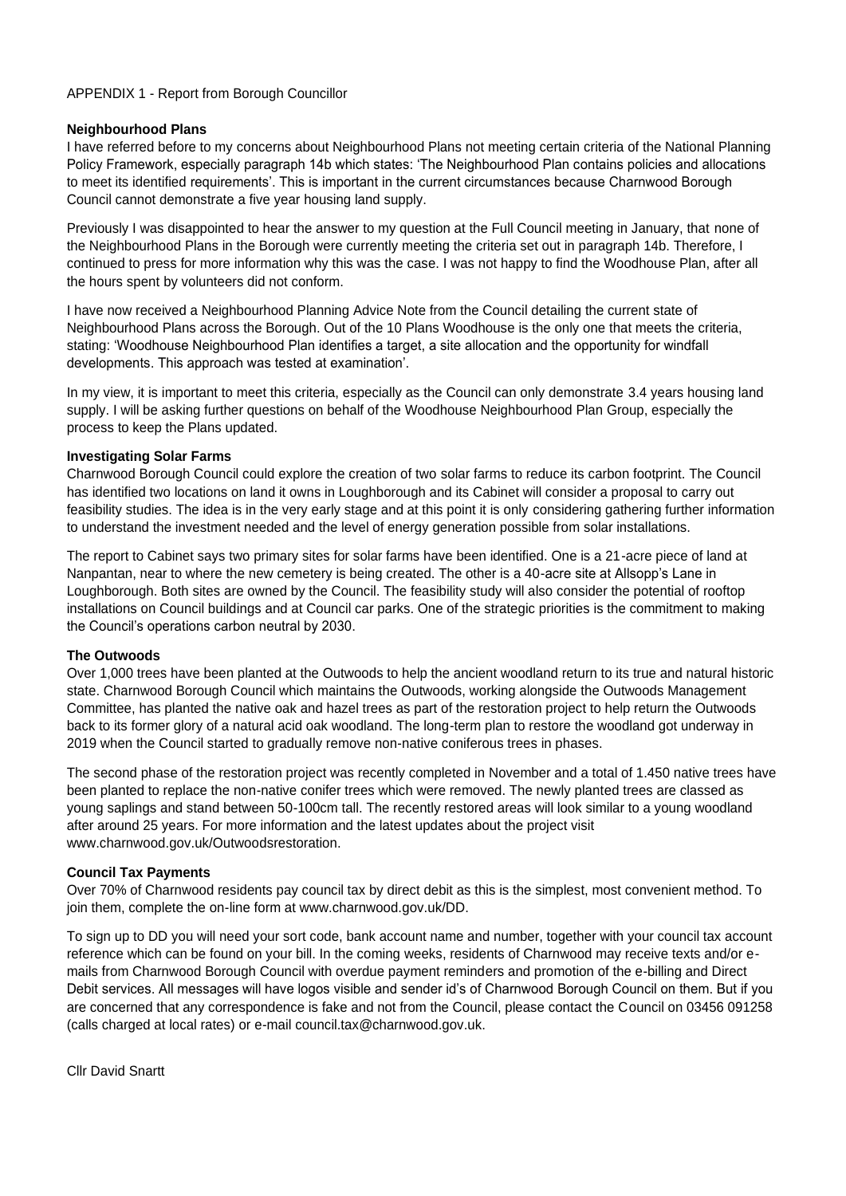APPENDIX 1 - Report from Borough Councillor

**Neighbourhood Plans**

I have referred before to my concerns about Neighbourhood Plans not meeting certain criteria of the National Planning Policy Framework, especially paragraph 14b which states: 'The Neighbourhood Plan contains policies and allocations to meet its identified requirements'. This is important in the current circumstances because Charnwood Borough Council cannot demonstrate a five year housing land supply.

Previously I was disappointed to hear the answer to my question at the Full Council meeting in January, that none of the Neighbourhood Plans in the Borough were currently meeting the criteria set out in paragraph 14b. Therefore, I continued to press for more information why this was the case. I was not happy to find the Woodhouse Plan, after all the hours spent by volunteers did not conform.

I have now received a Neighbourhood Planning Advice Note from the Council detailing the current state of Neighbourhood Plans across the Borough. Out of the 10 Plans Woodhouse is the only one that meets the criteria, stating: 'Woodhouse Neighbourhood Plan identifies a target, a site allocation and the opportunity for windfall developments. This approach was tested at examination'.

In my view, it is important to meet this criteria, especially as the Council can only demonstrate 3.4 years housing land supply. I will be asking further questions on behalf of the Woodhouse Neighbourhood Plan Group, especially the process to keep the Plans updated.

**Investigating Solar Farms**

Charnwood Borough Council could explore the creation of two solar farms to reduce its carbon footprint. The Council has identified two locations on land it owns in Loughborough and its Cabinet will consider a proposal to carry out feasibility studies. The idea is in the very early stage and at this point it is only considering gathering further information to understand the investment needed and the level of energy generation possible from solar installations.

The report to Cabinet says two primary sites for solar farms have been identified. One is a 21-acre piece of land at Nanpantan, near to where the new cemetery is being created. The other is a 40-acre site at Allsopp's Lane in Loughborough. Both sites are owned by the Council. The feasibility study will also consider the potential of rooftop installations on Council buildings and at Council car parks. One of the strategic priorities is the commitment to making the Council's operations carbon neutral by 2030.

**The Outwoods**

Over 1,000 trees have been planted at the Outwoods to help the ancient woodland return to its true and natural historic state. Charnwood Borough Council which maintains the Outwoods, working alongside the Outwoods Management Committee, has planted the native oak and hazel trees as part of the restoration project to help return the Outwoods back to its former glory of a natural acid oak woodland. The long-term plan to restore the woodland got underway in 2019 when the Council started to gradually remove non-native coniferous trees in phases.

The second phase of the restoration project was recently completed in November and a total of 1.450 native trees have been planted to replace the non-native conifer trees which were removed. The newly planted trees are classed as young saplings and stand between 50-100cm tall. The recently restored areas will look similar to a young woodland after around 25 years. For more information and the latest updates about the project visit www.charnwood.gov.uk/Outwoodsrestoration.

**Council Tax Payments**

Over 70% of Charnwood residents pay council tax by direct debit as this is the simplest, most convenient method. To join them, complete the on-line form at www.charnwood.gov.uk/DD.

To sign up to DD you will need your sort code, bank account name and number, together with your council tax account reference which can be found on your bill. In the coming weeks, residents of Charnwood may receive texts and/or e-mails from Charnwood Borough Council with overdue payment reminders and promotion of the e-billing and Direct Debit services. All messages will have logos visible and sender id's of Charnwood Borough Council on them. But if you are concerned that any correspondence is fake and not from the Council, please contact the Council on 03456 091258 (calls charged at local rates) or e-mail council.tax@charnwood.gov.uk.

Cllr David Snartt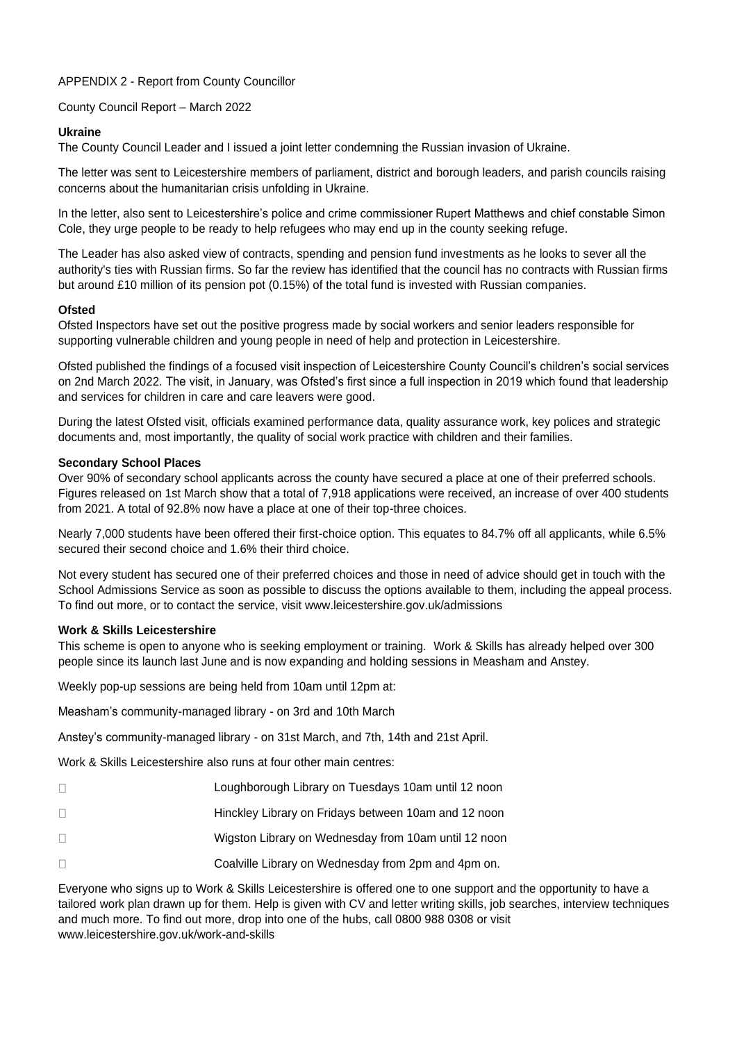APPENDIX 2 - Report from County Councillor

County Council Report – March 2022

**Ukraine**

The County Council Leader and I issued a joint letter condemning the Russian invasion of Ukraine.

The letter was sent to Leicestershire members of parliament, district and borough leaders, and parish councils raising concerns about the humanitarian crisis unfolding in Ukraine.

In the letter, also sent to Leicestershire's police and crime commissioner Rupert Matthews and chief constable Simon Cole, they urge people to be ready to help refugees who may end up in the county seeking refuge.

The Leader has also asked view of contracts, spending and pension fund investments as he looks to sever all the authority's ties with Russian firms. So far the review has identified that the council has no contracts with Russian firms but around £10 million of its pension pot (0.15%) of the total fund is invested with Russian companies.

**Ofsted**

Ofsted Inspectors have set out the positive progress made by social workers and senior leaders responsible for supporting vulnerable children and young people in need of help and protection in Leicestershire.

Ofsted published the findings of a focused visit inspection of Leicestershire County Council's children's social services on 2nd March 2022. The visit, in January, was Ofsted's first since a full inspection in 2019 which found that leadership and services for children in care and care leavers were good.

During the latest Ofsted visit, officials examined performance data, quality assurance work, key polices and strategic documents and, most importantly, the quality of social work practice with children and their families.

**Secondary School Places**

Over 90% of secondary school applicants across the county have secured a place at one of their preferred schools. Figures released on 1st March show that a total of 7,918 applications were received, an increase of over 400 students from 2021. A total of 92.8% now have a place at one of their top-three choices.

Nearly 7,000 students have been offered their first-choice option. This equates to 84.7% off all applicants, while 6.5% secured their second choice and 1.6% their third choice.

Not every student has secured one of their preferred choices and those in need of advice should get in touch with the School Admissions Service as soon as possible to discuss the options available to them, including the appeal process. To find out more, or to contact the service, visit www.leicestershire.gov.uk/admissions

**Work & Skills Leicestershire**

This scheme is open to anyone who is seeking employment or training. Work & Skills has already helped over 300 people since its launch last June and is now expanding and holding sessions in Measham and Anstey.

Weekly pop-up sessions are being held from 10am until 12pm at:

Measham's community-managed library - on 3rd and 10th March

Anstey's community-managed library - on 31st March, and 7th, 14th and 21st April.

Work & Skills Leicestershire also runs at four other main centres:

- Loughborough Library on Tuesdays 10am until 12 noon
- Hinckley Library on Fridays between 10am and 12 noon
- Wigston Library on Wednesday from 10am until 12 noon
- Coalville Library on Wednesday from 2pm and 4pm on.

Everyone who signs up to Work & Skills Leicestershire is offered one to one support and the opportunity to have a tailored work plan drawn up for them. Help is given with CV and letter writing skills, job searches, interview techniques and much more. To find out more, drop into one of the hubs, call 0800 988 0308 or visit www.leicestershire.gov.uk/work-and-skills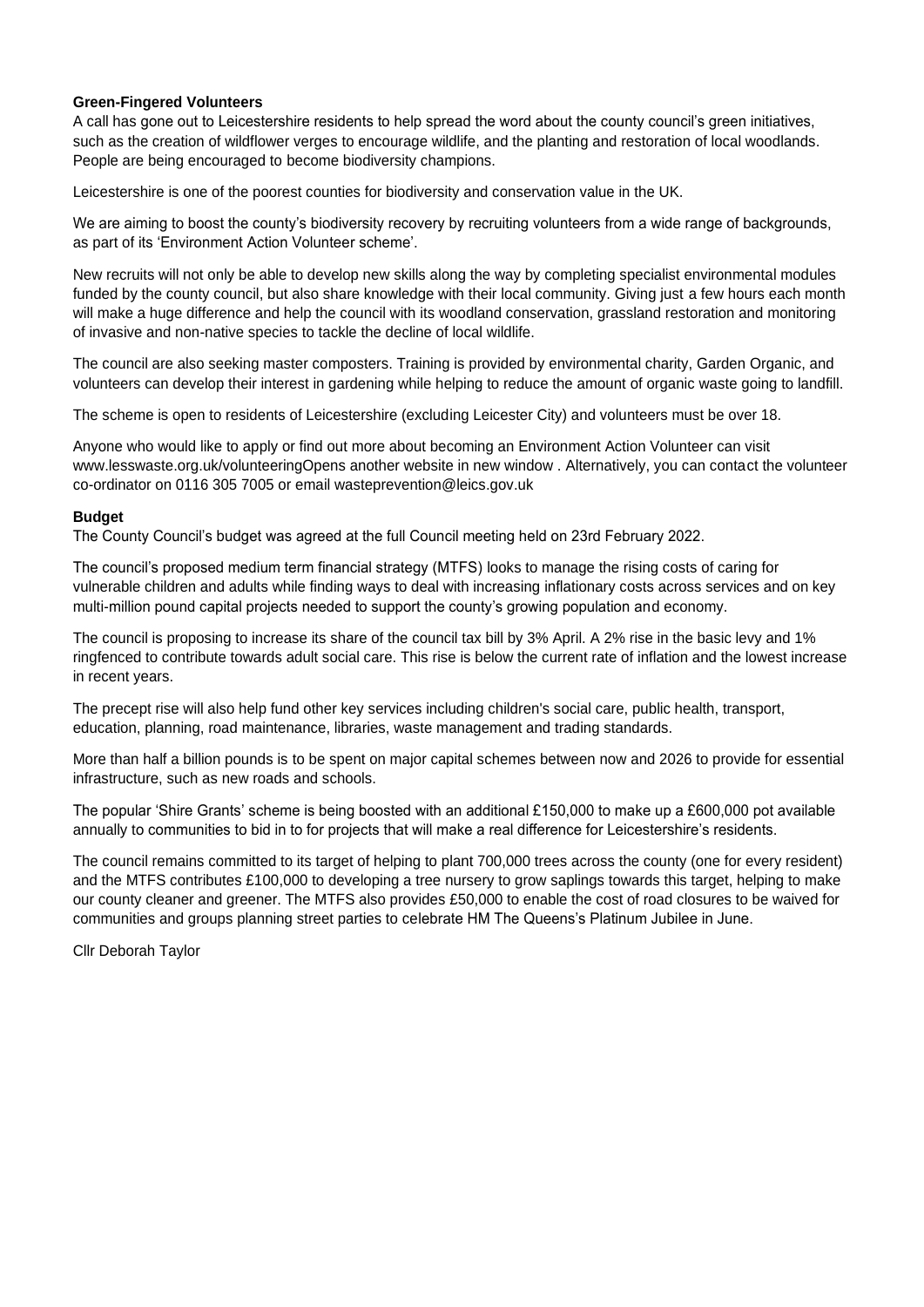**Green-Fingered Volunteers**

A call has gone out to Leicestershire residents to help spread the word about the county council's green initiatives, such as the creation of wildflower verges to encourage wildlife, and the planting and restoration of local woodlands. People are being encouraged to become biodiversity champions.

Leicestershire is one of the poorest counties for biodiversity and conservation value in the UK.

We are aiming to boost the county's biodiversity recovery by recruiting volunteers from a wide range of backgrounds, as part of its 'Environment Action Volunteer scheme'.

New recruits will not only be able to develop new skills along the way by completing specialist environmental modules funded by the county council, but also share knowledge with their local community. Giving just a few hours each month will make a huge difference and help the council with its woodland conservation, grassland restoration and monitoring of invasive and non-native species to tackle the decline of local wildlife.

The council are also seeking master composters. Training is provided by environmental charity, Garden Organic, and volunteers can develop their interest in gardening while helping to reduce the amount of organic waste going to landfill.

The scheme is open to residents of Leicestershire (excluding Leicester City) and volunteers must be over 18.

Anyone who would like to apply or find out more about becoming an Environment Action Volunteer can visit www.lesswaste.org.uk/volunteeringOpens another website in new window . Alternatively, you can contact the volunteer co-ordinator on 0116 305 7005 or email wasteprevention@leics.gov.uk

**Budget**

The County Council's budget was agreed at the full Council meeting held on 23rd February 2022.

The council's proposed medium term financial strategy (MTFS) looks to manage the rising costs of caring for vulnerable children and adults while finding ways to deal with increasing inflationary costs across services and on key multi-million pound capital projects needed to support the county's growing population and economy.

The council is proposing to increase its share of the council tax bill by 3% April. A 2% rise in the basic levy and 1% ringfenced to contribute towards adult social care. This rise is below the current rate of inflation and the lowest increase in recent years.

The precept rise will also help fund other key services including children's social care, public health, transport, education, planning, road maintenance, libraries, waste management and trading standards.

More than half a billion pounds is to be spent on major capital schemes between now and 2026 to provide for essential infrastructure, such as new roads and schools.

The popular 'Shire Grants' scheme is being boosted with an additional £150,000 to make up a £600,000 pot available annually to communities to bid in to for projects that will make a real difference for Leicestershire's residents.

The council remains committed to its target of helping to plant 700,000 trees across the county (one for every resident) and the MTFS contributes £100,000 to developing a tree nursery to grow saplings towards this target, helping to make our county cleaner and greener. The MTFS also provides £50,000 to enable the cost of road closures to be waived for communities and groups planning street parties to celebrate HM The Queens's Platinum Jubilee in June.

Cllr Deborah Taylor